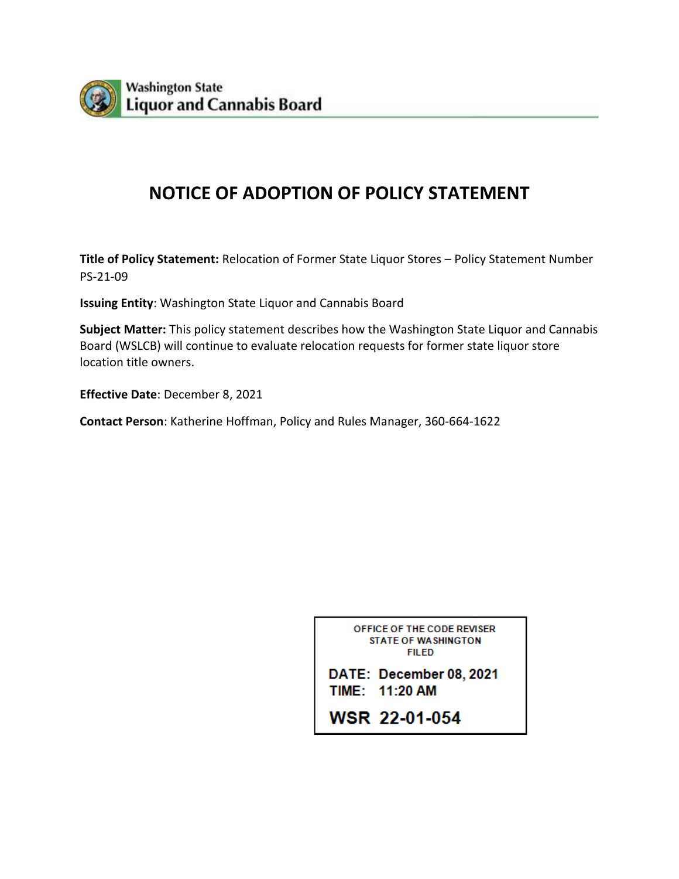Washington State
Liquor and Cannabis Board

# NOTICE OF ADOPTION OF POLICY STATEMENT

**Title of Policy Statement:** Relocation of Former State Liquor Stores – Policy Statement Number PS-21-09

**Issuing Entity**: Washington State Liquor and Cannabis Board

**Subject Matter:** This policy statement describes how the Washington State Liquor and Cannabis Board (WSLCB) will continue to evaluate relocation requests for former state liquor store location title owners.

**Effective Date**: December 8, 2021

**Contact Person**: Katherine Hoffman, Policy and Rules Manager, 360-664-1622

OFFICE OF THE CODE REVISER
STATE OF WASHINGTON
FILED

DATE: December 08, 2021
TIME: 11:20 AM

WSR 22-01-054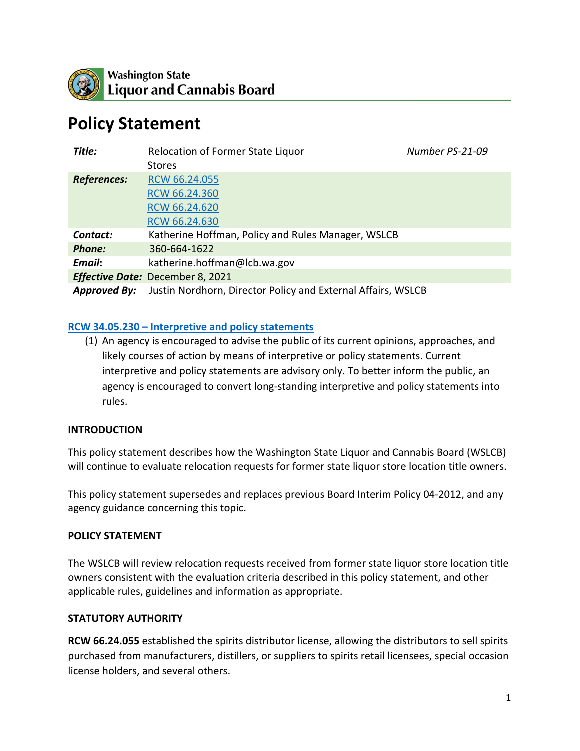# Policy Statement

| | | |
|---|---|---|
| ***Title:*** | Relocation of Former State Liquor Stores | *Number PS-21-09* |
| ***References:*** | [RCW 66.24.055](#)<br>[RCW 66.24.360](#)<br>[RCW 66.24.620](#)<br>[RCW 66.24.630](#) | |
| ***Contact:*** | Katherine Hoffman, Policy and Rules Manager, WSLCB | |
| ***Phone:*** | 360-664-1622 | |
| ***Email*:** | katherine.hoffman@lcb.wa.gov | |
| ***Effective Date:*** | December 8, 2021 | |
| ***Approved By:*** | Justin Nordhorn, Director Policy and External Affairs, WSLCB | |

**RCW 34.05.230 – Interpretive and policy statements**

(1) An agency is encouraged to advise the public of its current opinions, approaches, and likely courses of action by means of interpretive or policy statements. Current interpretive and policy statements are advisory only. To better inform the public, an agency is encouraged to convert long-standing interpretive and policy statements into rules.

## INTRODUCTION

This policy statement describes how the Washington State Liquor and Cannabis Board (WSLCB) will continue to evaluate relocation requests for former state liquor store location title owners.

This policy statement supersedes and replaces previous Board Interim Policy 04-2012, and any agency guidance concerning this topic.

## POLICY STATEMENT

The WSLCB will review relocation requests received from former state liquor store location title owners consistent with the evaluation criteria described in this policy statement, and other applicable rules, guidelines and information as appropriate.

## STATUTORY AUTHORITY

**RCW 66.24.055** established the spirits distributor license, allowing the distributors to sell spirits purchased from manufacturers, distillers, or suppliers to spirits retail licensees, special occasion license holders, and several others.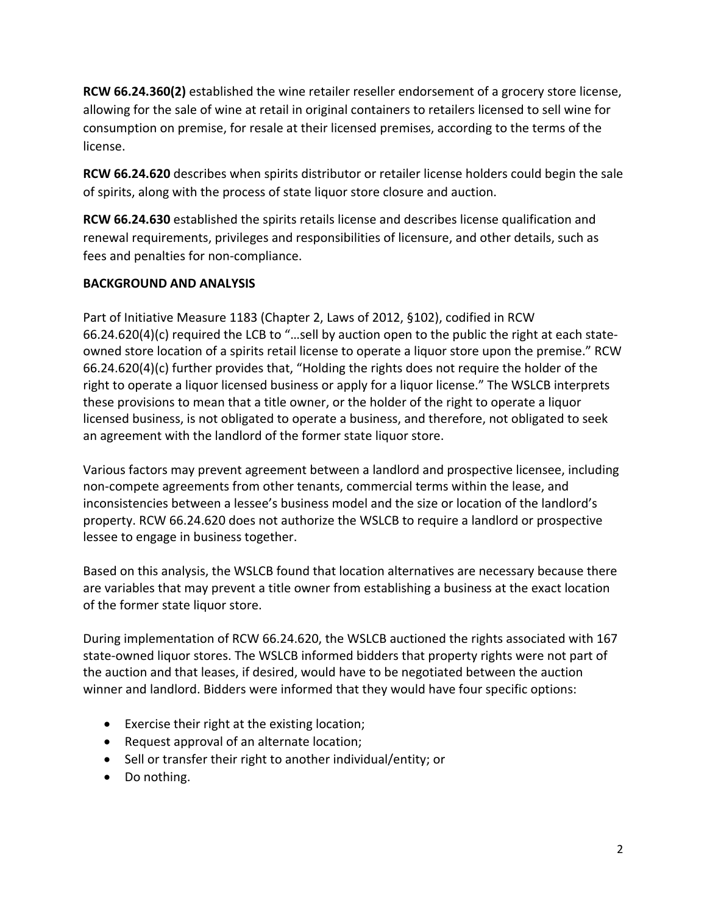**RCW 66.24.360(2)** established the wine retailer reseller endorsement of a grocery store license, allowing for the sale of wine at retail in original containers to retailers licensed to sell wine for consumption on premise, for resale at their licensed premises, according to the terms of the license.

**RCW 66.24.620** describes when spirits distributor or retailer license holders could begin the sale of spirits, along with the process of state liquor store closure and auction.

**RCW 66.24.630** established the spirits retails license and describes license qualification and renewal requirements, privileges and responsibilities of licensure, and other details, such as fees and penalties for non-compliance.

**BACKGROUND AND ANALYSIS**

Part of Initiative Measure 1183 (Chapter 2, Laws of 2012, §102), codified in RCW 66.24.620(4)(c) required the LCB to "…sell by auction open to the public the right at each state-owned store location of a spirits retail license to operate a liquor store upon the premise." RCW 66.24.620(4)(c) further provides that, "Holding the rights does not require the holder of the right to operate a liquor licensed business or apply for a liquor license." The WSLCB interprets these provisions to mean that a title owner, or the holder of the right to operate a liquor licensed business, is not obligated to operate a business, and therefore, not obligated to seek an agreement with the landlord of the former state liquor store.

Various factors may prevent agreement between a landlord and prospective licensee, including non-compete agreements from other tenants, commercial terms within the lease, and inconsistencies between a lessee's business model and the size or location of the landlord's property. RCW 66.24.620 does not authorize the WSLCB to require a landlord or prospective lessee to engage in business together.

Based on this analysis, the WSLCB found that location alternatives are necessary because there are variables that may prevent a title owner from establishing a business at the exact location of the former state liquor store.

During implementation of RCW 66.24.620, the WSLCB auctioned the rights associated with 167 state-owned liquor stores. The WSLCB informed bidders that property rights were not part of the auction and that leases, if desired, would have to be negotiated between the auction winner and landlord. Bidders were informed that they would have four specific options:

- Exercise their right at the existing location;
- Request approval of an alternate location;
- Sell or transfer their right to another individual/entity; or
- Do nothing.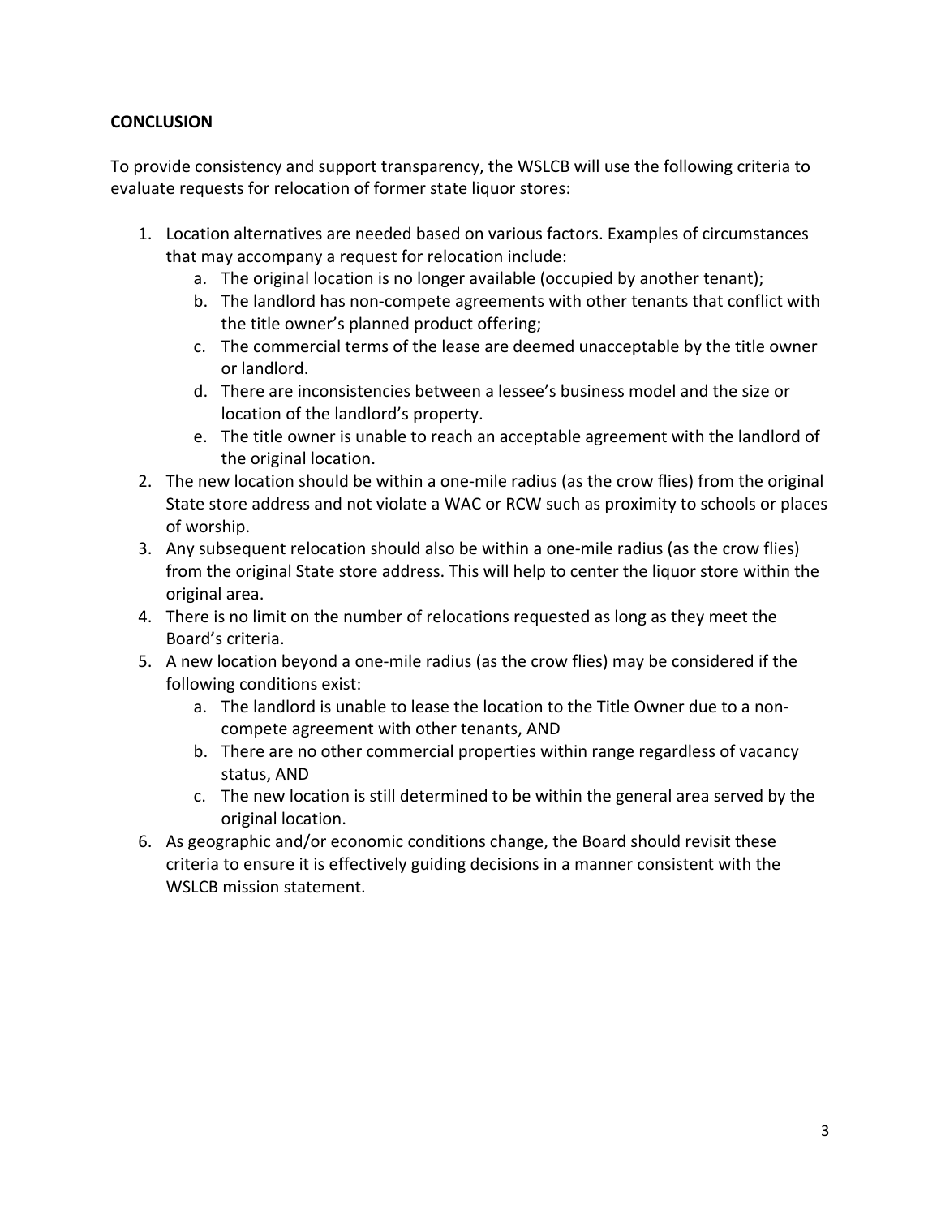**CONCLUSION**

To provide consistency and support transparency, the WSLCB will use the following criteria to evaluate requests for relocation of former state liquor stores:

1. Location alternatives are needed based on various factors. Examples of circumstances that may accompany a request for relocation include:
   a. The original location is no longer available (occupied by another tenant);
   b. The landlord has non-compete agreements with other tenants that conflict with the title owner's planned product offering;
   c. The commercial terms of the lease are deemed unacceptable by the title owner or landlord.
   d. There are inconsistencies between a lessee's business model and the size or location of the landlord's property.
   e. The title owner is unable to reach an acceptable agreement with the landlord of the original location.
2. The new location should be within a one-mile radius (as the crow flies) from the original State store address and not violate a WAC or RCW such as proximity to schools or places of worship.
3. Any subsequent relocation should also be within a one-mile radius (as the crow flies) from the original State store address. This will help to center the liquor store within the original area.
4. There is no limit on the number of relocations requested as long as they meet the Board's criteria.
5. A new location beyond a one-mile radius (as the crow flies) may be considered if the following conditions exist:
   a. The landlord is unable to lease the location to the Title Owner due to a non-compete agreement with other tenants, AND
   b. There are no other commercial properties within range regardless of vacancy status, AND
   c. The new location is still determined to be within the general area served by the original location.
6. As geographic and/or economic conditions change, the Board should revisit these criteria to ensure it is effectively guiding decisions in a manner consistent with the WSLCB mission statement.